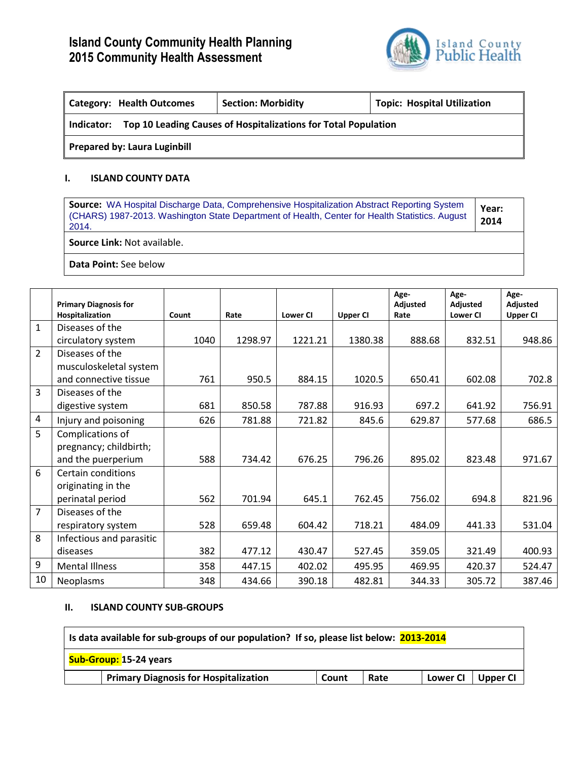# Island County Community Health Planning
# 2015 Community Health Assessment

| Category: Health Outcomes | Section: Morbidity | Topic: Hospital Utilization |
|---|---|---|
| **Indicator:** Top 10 Leading Causes of Hospitalizations for Total Population | | |
| **Prepared by:** Laura Luginbill | | |

## I. ISLAND COUNTY DATA

| **Source:** WA Hospital Discharge Data, Comprehensive Hospitalization Abstract Reporting System (CHARS) 1987-2013. Washington State Department of Health, Center for Health Statistics. August 2014. | **Year: 2014** |
|---|---|
| **Source Link:** Not available. | |
| **Data Point:** See below | |

| | Primary Diagnosis for Hospitalization | Count | Rate | Lower CI | Upper CI | Age-Adjusted Rate | Age-Adjusted Lower CI | Age-Adjusted Upper CI |
|---|---|---|---|---|---|---|---|---|
| 1 | Diseases of the circulatory system | 1040 | 1298.97 | 1221.21 | 1380.38 | 888.68 | 832.51 | 948.86 |
| 2 | Diseases of the musculoskeletal system and connective tissue | 761 | 950.5 | 884.15 | 1020.5 | 650.41 | 602.08 | 702.8 |
| 3 | Diseases of the digestive system | 681 | 850.58 | 787.88 | 916.93 | 697.2 | 641.92 | 756.91 |
| 4 | Injury and poisoning | 626 | 781.88 | 721.82 | 845.6 | 629.87 | 577.68 | 686.5 |
| 5 | Complications of pregnancy; childbirth; and the puerperium | 588 | 734.42 | 676.25 | 796.26 | 895.02 | 823.48 | 971.67 |
| 6 | Certain conditions originating in the perinatal period | 562 | 701.94 | 645.1 | 762.45 | 756.02 | 694.8 | 821.96 |
| 7 | Diseases of the respiratory system | 528 | 659.48 | 604.42 | 718.21 | 484.09 | 441.33 | 531.04 |
| 8 | Infectious and parasitic diseases | 382 | 477.12 | 430.47 | 527.45 | 359.05 | 321.49 | 400.93 |
| 9 | Mental Illness | 358 | 447.15 | 402.02 | 495.95 | 469.95 | 420.37 | 524.47 |
| 10 | Neoplasms | 348 | 434.66 | 390.18 | 482.81 | 344.33 | 305.72 | 387.46 |

## II. ISLAND COUNTY SUB-GROUPS

**Is data available for sub-groups of our population? If so, please list below: 2013-2014**

**Sub-Group:** 15-24 years

| | Primary Diagnosis for Hospitalization | Count | Rate | Lower CI | Upper CI |
|---|---|---|---|---|---|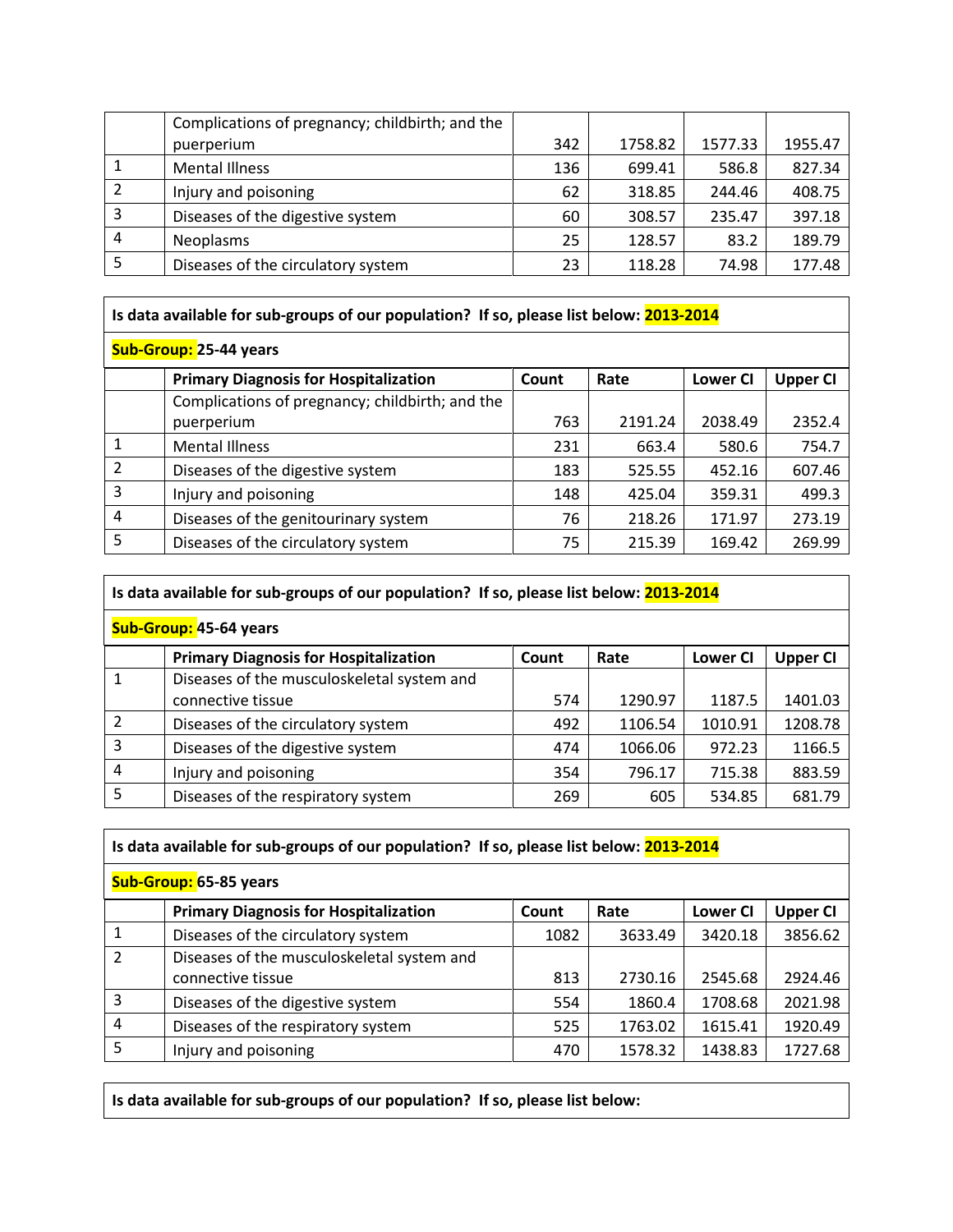| | Complications of pregnancy; childbirth; and the puerperium | 342 | 1758.82 | 1577.33 | 1955.47 |
|---|---|---|---|---|---|
| 1 | Mental Illness | 136 | 699.41 | 586.8 | 827.34 |
| 2 | Injury and poisoning | 62 | 318.85 | 244.46 | 408.75 |
| 3 | Diseases of the digestive system | 60 | 308.57 | 235.47 | 397.18 |
| 4 | Neoplasms | 25 | 128.57 | 83.2 | 189.79 |
| 5 | Diseases of the circulatory system | 23 | 118.28 | 74.98 | 177.48 |

**Is data available for sub-groups of our population? If so, please list below: 2013-2014**

**Sub-Group: 25-44 years**

| | Primary Diagnosis for Hospitalization | Count | Rate | Lower CI | Upper CI |
|---|---|---|---|---|---|
| | Complications of pregnancy; childbirth; and the puerperium | 763 | 2191.24 | 2038.49 | 2352.4 |
| 1 | Mental Illness | 231 | 663.4 | 580.6 | 754.7 |
| 2 | Diseases of the digestive system | 183 | 525.55 | 452.16 | 607.46 |
| 3 | Injury and poisoning | 148 | 425.04 | 359.31 | 499.3 |
| 4 | Diseases of the genitourinary system | 76 | 218.26 | 171.97 | 273.19 |
| 5 | Diseases of the circulatory system | 75 | 215.39 | 169.42 | 269.99 |

**Is data available for sub-groups of our population? If so, please list below: 2013-2014**

**Sub-Group: 45-64 years**

| | Primary Diagnosis for Hospitalization | Count | Rate | Lower CI | Upper CI |
|---|---|---|---|---|---|
| 1 | Diseases of the musculoskeletal system and connective tissue | 574 | 1290.97 | 1187.5 | 1401.03 |
| 2 | Diseases of the circulatory system | 492 | 1106.54 | 1010.91 | 1208.78 |
| 3 | Diseases of the digestive system | 474 | 1066.06 | 972.23 | 1166.5 |
| 4 | Injury and poisoning | 354 | 796.17 | 715.38 | 883.59 |
| 5 | Diseases of the respiratory system | 269 | 605 | 534.85 | 681.79 |

**Is data available for sub-groups of our population? If so, please list below: 2013-2014**

**Sub-Group: 65-85 years**

| | Primary Diagnosis for Hospitalization | Count | Rate | Lower CI | Upper CI |
|---|---|---|---|---|---|
| 1 | Diseases of the circulatory system | 1082 | 3633.49 | 3420.18 | 3856.62 |
| 2 | Diseases of the musculoskeletal system and connective tissue | 813 | 2730.16 | 2545.68 | 2924.46 |
| 3 | Diseases of the digestive system | 554 | 1860.4 | 1708.68 | 2021.98 |
| 4 | Diseases of the respiratory system | 525 | 1763.02 | 1615.41 | 1920.49 |
| 5 | Injury and poisoning | 470 | 1578.32 | 1438.83 | 1727.68 |

**Is data available for sub-groups of our population? If so, please list below:**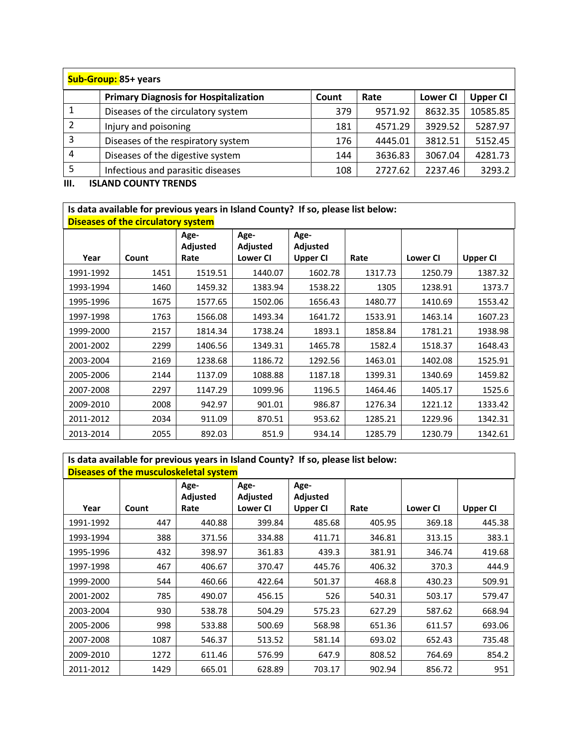| **Sub-Group:** 85+ years | | | | | |
|---|---|---|---|---|---|
| | **Primary Diagnosis for Hospitalization** | **Count** | **Rate** | **Lower CI** | **Upper CI** |
| 1 | Diseases of the circulatory system | 379 | 9571.92 | 8632.35 | 10585.85 |
| 2 | Injury and poisoning | 181 | 4571.29 | 3929.52 | 5287.97 |
| 3 | Diseases of the respiratory system | 176 | 4445.01 | 3812.51 | 5152.45 |
| 4 | Diseases of the digestive system | 144 | 3636.83 | 3067.04 | 4281.73 |
| 5 | Infectious and parasitic diseases | 108 | 2727.62 | 2237.46 | 3293.2 |

## III. ISLAND COUNTY TRENDS

**Is data available for previous years in Island County? If so, please list below:**
**Diseases of the circulatory system**

| Year | Count | Age-Adjusted Rate | Age-Adjusted Lower CI | Age-Adjusted Upper CI | Rate | Lower CI | Upper CI |
|---|---|---|---|---|---|---|---|
| 1991-1992 | 1451 | 1519.51 | 1440.07 | 1602.78 | 1317.73 | 1250.79 | 1387.32 |
| 1993-1994 | 1460 | 1459.32 | 1383.94 | 1538.22 | 1305 | 1238.91 | 1373.7 |
| 1995-1996 | 1675 | 1577.65 | 1502.06 | 1656.43 | 1480.77 | 1410.69 | 1553.42 |
| 1997-1998 | 1763 | 1566.08 | 1493.34 | 1641.72 | 1533.91 | 1463.14 | 1607.23 |
| 1999-2000 | 2157 | 1814.34 | 1738.24 | 1893.1 | 1858.84 | 1781.21 | 1938.98 |
| 2001-2002 | 2299 | 1406.56 | 1349.31 | 1465.78 | 1582.4 | 1518.37 | 1648.43 |
| 2003-2004 | 2169 | 1238.68 | 1186.72 | 1292.56 | 1463.01 | 1402.08 | 1525.91 |
| 2005-2006 | 2144 | 1137.09 | 1088.88 | 1187.18 | 1399.31 | 1340.69 | 1459.82 |
| 2007-2008 | 2297 | 1147.29 | 1099.96 | 1196.5 | 1464.46 | 1405.17 | 1525.6 |
| 2009-2010 | 2008 | 942.97 | 901.01 | 986.87 | 1276.34 | 1221.12 | 1333.42 |
| 2011-2012 | 2034 | 911.09 | 870.51 | 953.62 | 1285.21 | 1229.96 | 1342.31 |
| 2013-2014 | 2055 | 892.03 | 851.9 | 934.14 | 1285.79 | 1230.79 | 1342.61 |

**Is data available for previous years in Island County? If so, please list below:**
**Diseases of the musculoskeletal system**

| Year | Count | Age-Adjusted Rate | Age-Adjusted Lower CI | Age-Adjusted Upper CI | Rate | Lower CI | Upper CI |
|---|---|---|---|---|---|---|---|
| 1991-1992 | 447 | 440.88 | 399.84 | 485.68 | 405.95 | 369.18 | 445.38 |
| 1993-1994 | 388 | 371.56 | 334.88 | 411.71 | 346.81 | 313.15 | 383.1 |
| 1995-1996 | 432 | 398.97 | 361.83 | 439.3 | 381.91 | 346.74 | 419.68 |
| 1997-1998 | 467 | 406.67 | 370.47 | 445.76 | 406.32 | 370.3 | 444.9 |
| 1999-2000 | 544 | 460.66 | 422.64 | 501.37 | 468.8 | 430.23 | 509.91 |
| 2001-2002 | 785 | 490.07 | 456.15 | 526 | 540.31 | 503.17 | 579.47 |
| 2003-2004 | 930 | 538.78 | 504.29 | 575.23 | 627.29 | 587.62 | 668.94 |
| 2005-2006 | 998 | 533.88 | 500.69 | 568.98 | 651.36 | 611.57 | 693.06 |
| 2007-2008 | 1087 | 546.37 | 513.52 | 581.14 | 693.02 | 652.43 | 735.48 |
| 2009-2010 | 1272 | 611.46 | 576.99 | 647.9 | 808.52 | 764.69 | 854.2 |
| 2011-2012 | 1429 | 665.01 | 628.89 | 703.17 | 902.94 | 856.72 | 951 |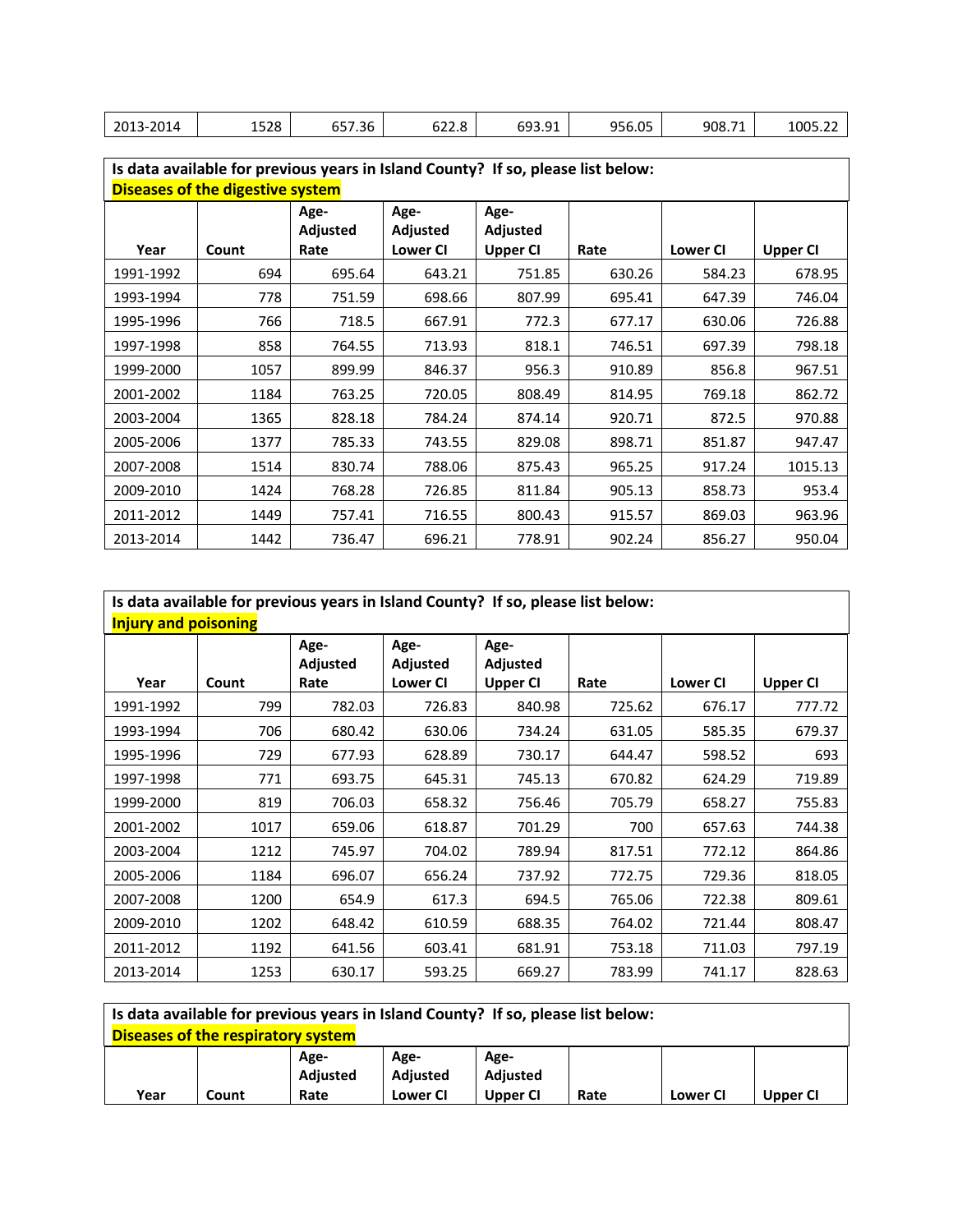| 2013-2014 | 1528 | 657.36 | 622.8 | 693.91 | 956.05 | 908.71 | 1005.22 |
|---|---|---|---|---|---|---|---|

**Is data available for previous years in Island County? If so, please list below:**
**Diseases of the digestive system**

| Year | Count | Age-Adjusted Rate | Age-Adjusted Lower CI | Age-Adjusted Upper CI | Rate | Lower CI | Upper CI |
|---|---|---|---|---|---|---|---|
| 1991-1992 | 694 | 695.64 | 643.21 | 751.85 | 630.26 | 584.23 | 678.95 |
| 1993-1994 | 778 | 751.59 | 698.66 | 807.99 | 695.41 | 647.39 | 746.04 |
| 1995-1996 | 766 | 718.5 | 667.91 | 772.3 | 677.17 | 630.06 | 726.88 |
| 1997-1998 | 858 | 764.55 | 713.93 | 818.1 | 746.51 | 697.39 | 798.18 |
| 1999-2000 | 1057 | 899.99 | 846.37 | 956.3 | 910.89 | 856.8 | 967.51 |
| 2001-2002 | 1184 | 763.25 | 720.05 | 808.49 | 814.95 | 769.18 | 862.72 |
| 2003-2004 | 1365 | 828.18 | 784.24 | 874.14 | 920.71 | 872.5 | 970.88 |
| 2005-2006 | 1377 | 785.33 | 743.55 | 829.08 | 898.71 | 851.87 | 947.47 |
| 2007-2008 | 1514 | 830.74 | 788.06 | 875.43 | 965.25 | 917.24 | 1015.13 |
| 2009-2010 | 1424 | 768.28 | 726.85 | 811.84 | 905.13 | 858.73 | 953.4 |
| 2011-2012 | 1449 | 757.41 | 716.55 | 800.43 | 915.57 | 869.03 | 963.96 |
| 2013-2014 | 1442 | 736.47 | 696.21 | 778.91 | 902.24 | 856.27 | 950.04 |

**Is data available for previous years in Island County? If so, please list below:**
**Injury and poisoning**

| Year | Count | Age-Adjusted Rate | Age-Adjusted Lower CI | Age-Adjusted Upper CI | Rate | Lower CI | Upper CI |
|---|---|---|---|---|---|---|---|
| 1991-1992 | 799 | 782.03 | 726.83 | 840.98 | 725.62 | 676.17 | 777.72 |
| 1993-1994 | 706 | 680.42 | 630.06 | 734.24 | 631.05 | 585.35 | 679.37 |
| 1995-1996 | 729 | 677.93 | 628.89 | 730.17 | 644.47 | 598.52 | 693 |
| 1997-1998 | 771 | 693.75 | 645.31 | 745.13 | 670.82 | 624.29 | 719.89 |
| 1999-2000 | 819 | 706.03 | 658.32 | 756.46 | 705.79 | 658.27 | 755.83 |
| 2001-2002 | 1017 | 659.06 | 618.87 | 701.29 | 700 | 657.63 | 744.38 |
| 2003-2004 | 1212 | 745.97 | 704.02 | 789.94 | 817.51 | 772.12 | 864.86 |
| 2005-2006 | 1184 | 696.07 | 656.24 | 737.92 | 772.75 | 729.36 | 818.05 |
| 2007-2008 | 1200 | 654.9 | 617.3 | 694.5 | 765.06 | 722.38 | 809.61 |
| 2009-2010 | 1202 | 648.42 | 610.59 | 688.35 | 764.02 | 721.44 | 808.47 |
| 2011-2012 | 1192 | 641.56 | 603.41 | 681.91 | 753.18 | 711.03 | 797.19 |
| 2013-2014 | 1253 | 630.17 | 593.25 | 669.27 | 783.99 | 741.17 | 828.63 |

**Is data available for previous years in Island County? If so, please list below:**
**Diseases of the respiratory system**

| Year | Count | Age-Adjusted Rate | Age-Adjusted Lower CI | Age-Adjusted Upper CI | Rate | Lower CI | Upper CI |
|---|---|---|---|---|---|---|---|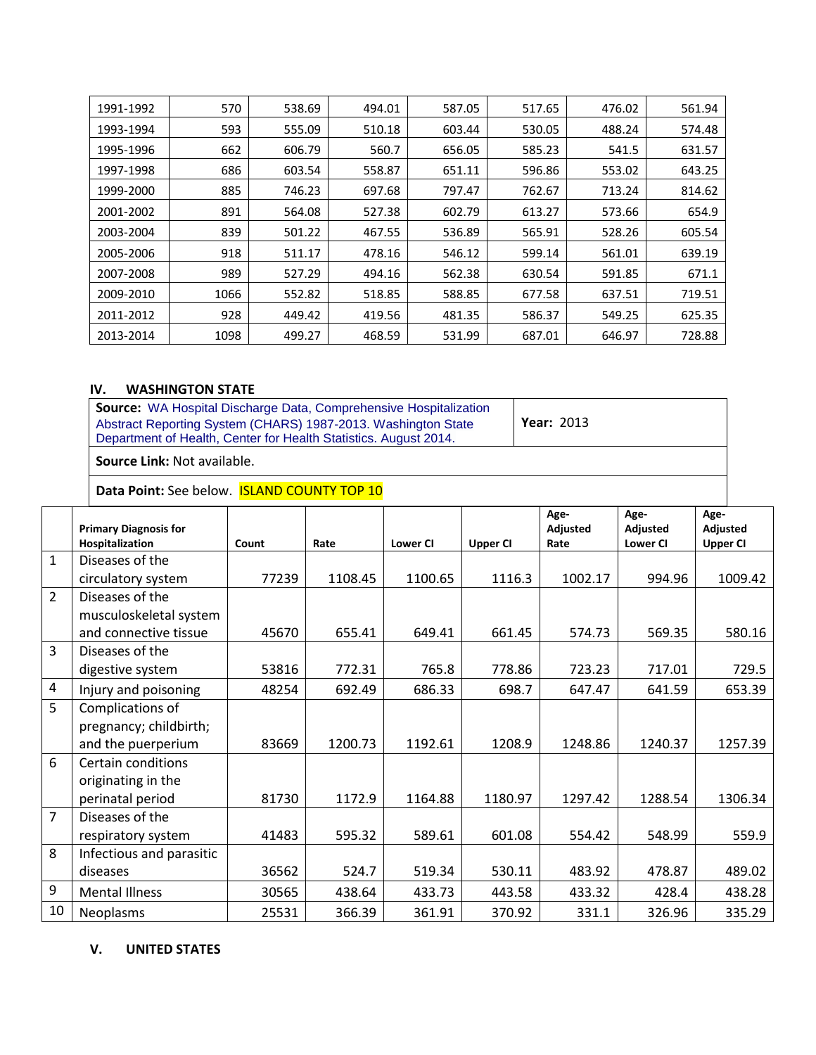| 1991-1992 | 570 | 538.69 | 494.01 | 587.05 | 517.65 | 476.02 | 561.94 |
|---|---|---|---|---|---|---|---|
| 1993-1994 | 593 | 555.09 | 510.18 | 603.44 | 530.05 | 488.24 | 574.48 |
| 1995-1996 | 662 | 606.79 | 560.7 | 656.05 | 585.23 | 541.5 | 631.57 |
| 1997-1998 | 686 | 603.54 | 558.87 | 651.11 | 596.86 | 553.02 | 643.25 |
| 1999-2000 | 885 | 746.23 | 697.68 | 797.47 | 762.67 | 713.24 | 814.62 |
| 2001-2002 | 891 | 564.08 | 527.38 | 602.79 | 613.27 | 573.66 | 654.9 |
| 2003-2004 | 839 | 501.22 | 467.55 | 536.89 | 565.91 | 528.26 | 605.54 |
| 2005-2006 | 918 | 511.17 | 478.16 | 546.12 | 599.14 | 561.01 | 639.19 |
| 2007-2008 | 989 | 527.29 | 494.16 | 562.38 | 630.54 | 591.85 | 671.1 |
| 2009-2010 | 1066 | 552.82 | 518.85 | 588.85 | 677.58 | 637.51 | 719.51 |
| 2011-2012 | 928 | 449.42 | 419.56 | 481.35 | 586.37 | 549.25 | 625.35 |
| 2013-2014 | 1098 | 499.27 | 468.59 | 531.99 | 687.01 | 646.97 | 728.88 |

## IV. WASHINGTON STATE

| **Source:** WA Hospital Discharge Data, Comprehensive Hospitalization Abstract Reporting System (CHARS) 1987-2013. Washington State Department of Health, Center for Health Statistics. August 2014. | **Year:** 2013 |
|---|---|
| **Source Link:** Not available. | |
| **Data Point:** See below. ISLAND COUNTY TOP 10 | |

| | Primary Diagnosis for Hospitalization | Count | Rate | Lower CI | Upper CI | Age-Adjusted Rate | Age-Adjusted Lower CI | Age-Adjusted Upper CI |
|---|---|---|---|---|---|---|---|---|
| 1 | Diseases of the circulatory system | 77239 | 1108.45 | 1100.65 | 1116.3 | 1002.17 | 994.96 | 1009.42 |
| 2 | Diseases of the musculoskeletal system and connective tissue | 45670 | 655.41 | 649.41 | 661.45 | 574.73 | 569.35 | 580.16 |
| 3 | Diseases of the digestive system | 53816 | 772.31 | 765.8 | 778.86 | 723.23 | 717.01 | 729.5 |
| 4 | Injury and poisoning | 48254 | 692.49 | 686.33 | 698.7 | 647.47 | 641.59 | 653.39 |
| 5 | Complications of pregnancy; childbirth; and the puerperium | 83669 | 1200.73 | 1192.61 | 1208.9 | 1248.86 | 1240.37 | 1257.39 |
| 6 | Certain conditions originating in the perinatal period | 81730 | 1172.9 | 1164.88 | 1180.97 | 1297.42 | 1288.54 | 1306.34 |
| 7 | Diseases of the respiratory system | 41483 | 595.32 | 589.61 | 601.08 | 554.42 | 548.99 | 559.9 |
| 8 | Infectious and parasitic diseases | 36562 | 524.7 | 519.34 | 530.11 | 483.92 | 478.87 | 489.02 |
| 9 | Mental Illness | 30565 | 438.64 | 433.73 | 443.58 | 433.32 | 428.4 | 438.28 |
| 10 | Neoplasms | 25531 | 366.39 | 361.91 | 370.92 | 331.1 | 326.96 | 335.29 |

## V. UNITED STATES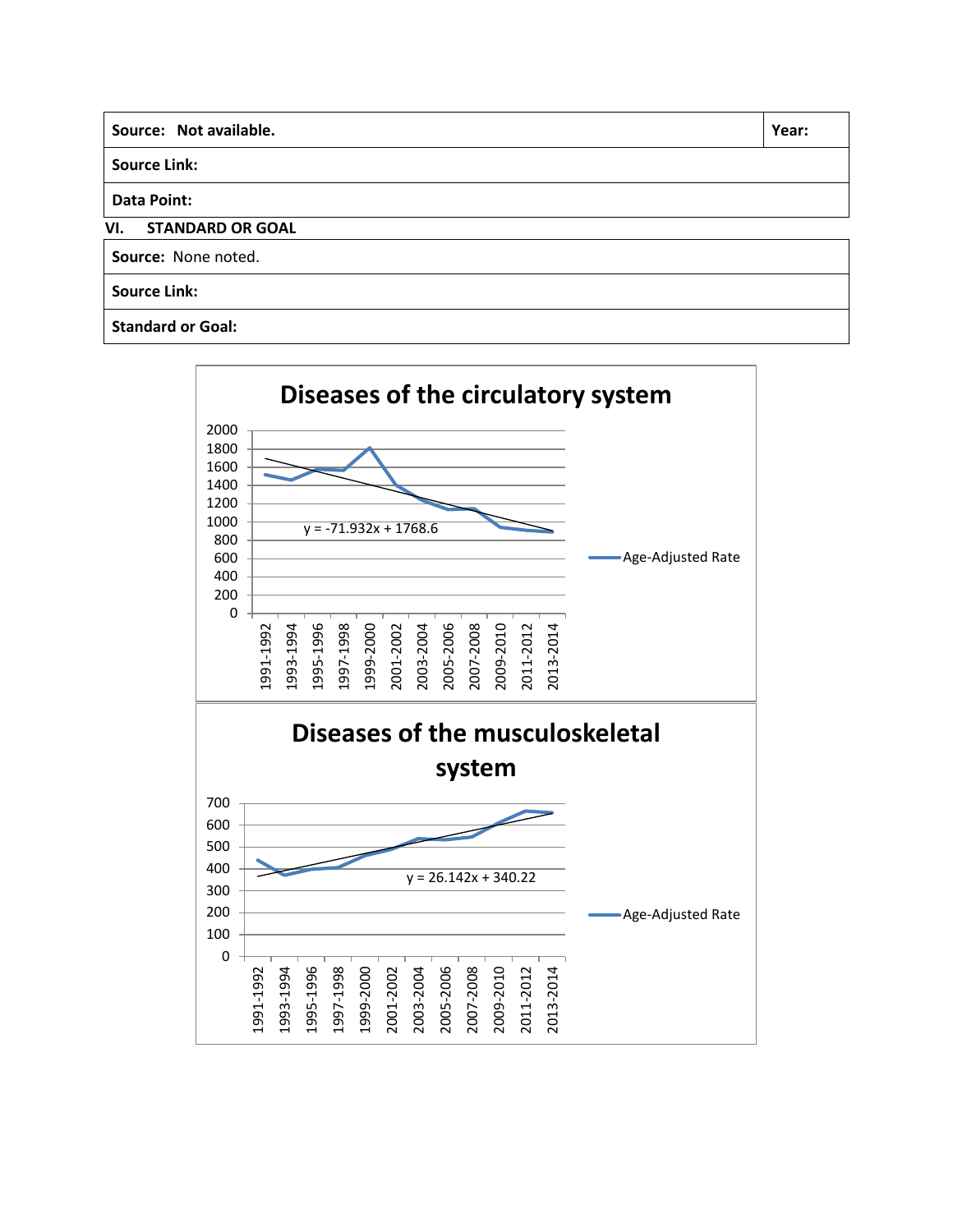| Source: Not available. | Year: |
| --- | --- |
| Source Link: | |
| Data Point: | |

## VI. STANDARD OR GOAL

| Source: None noted. |
| --- |
| Source Link: |
| Standard or Goal: |

**Diseases of the circulatory system**

$y = -71.932x + 1768.6$

Age-Adjusted Rate

Periods: 1991-1992, 1993-1994, 1995-1996, 1997-1998, 1999-2000, 2001-2002, 2003-2004, 2005-2006, 2007-2008, 2009-2010, 2011-2012, 2013-2014

**Diseases of the musculoskeletal system**

$y = 26.142x + 340.22$

Age-Adjusted Rate

Periods: 1991-1992, 1993-1994, 1995-1996, 1997-1998, 1999-2000, 2001-2002, 2003-2004, 2005-2006, 2007-2008, 2009-2010, 2011-2012, 2013-2014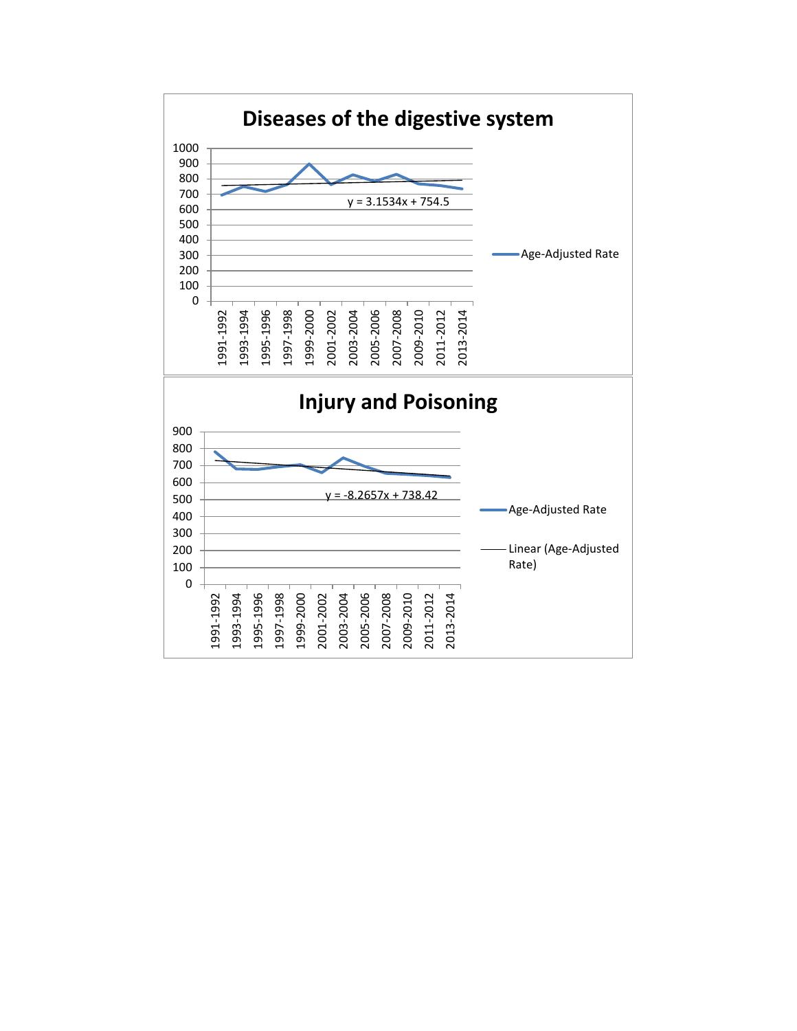## Diseases of the digestive system

y = 3.1534x + 754.5

Age-Adjusted Rate

1991-1992, 1993-1994, 1995-1996, 1997-1998, 1999-2000, 2001-2002, 2003-2004, 2005-2006, 2007-2008, 2009-2010, 2011-2012, 2013-2014

## Injury and Poisoning

y = -8.2657x + 738.42

Age-Adjusted Rate

Linear (Age-Adjusted Rate)

1991-1992, 1993-1994, 1995-1996, 1997-1998, 1999-2000, 2001-2002, 2003-2004, 2005-2006, 2007-2008, 2009-2010, 2011-2012, 2013-2014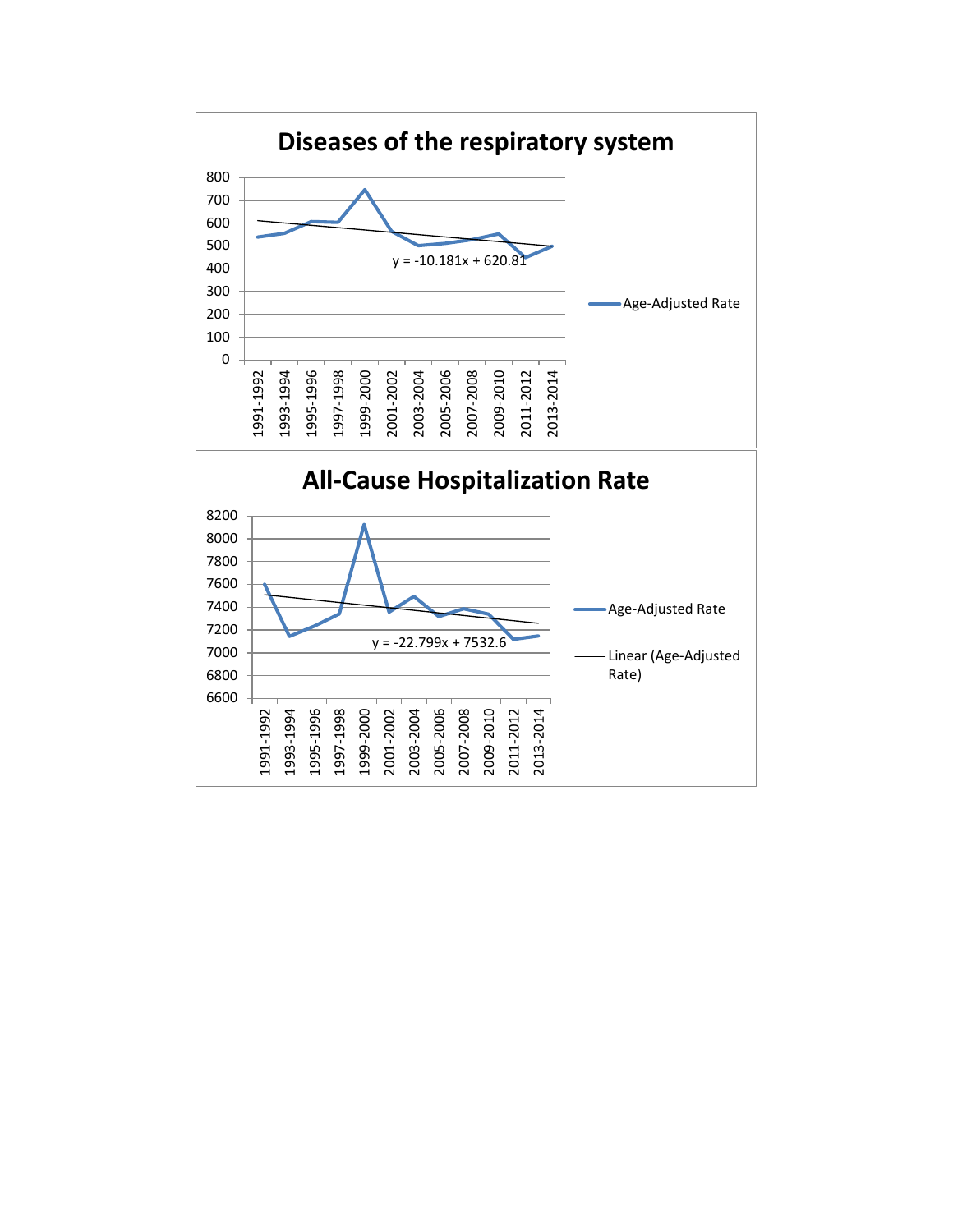## Diseases of the respiratory system

800
700
600
500
400
300
200
100
0

y = -10.181x + 620.81

Age-Adjusted Rate

1991-1992
1993-1994
1995-1996
1997-1998
1999-2000
2001-2002
2003-2004
2005-2006
2007-2008
2009-2010
2011-2012
2013-2014

## All-Cause Hospitalization Rate

8200
8000
7800
7600
7400
7200
7000
6800
6600

y = -22.799x + 7532.6

Age-Adjusted Rate

Linear (Age-Adjusted Rate)

1991-1992
1993-1994
1995-1996
1997-1998
1999-2000
2001-2002
2003-2004
2005-2006
2007-2008
2009-2010
2011-2012
2013-2014